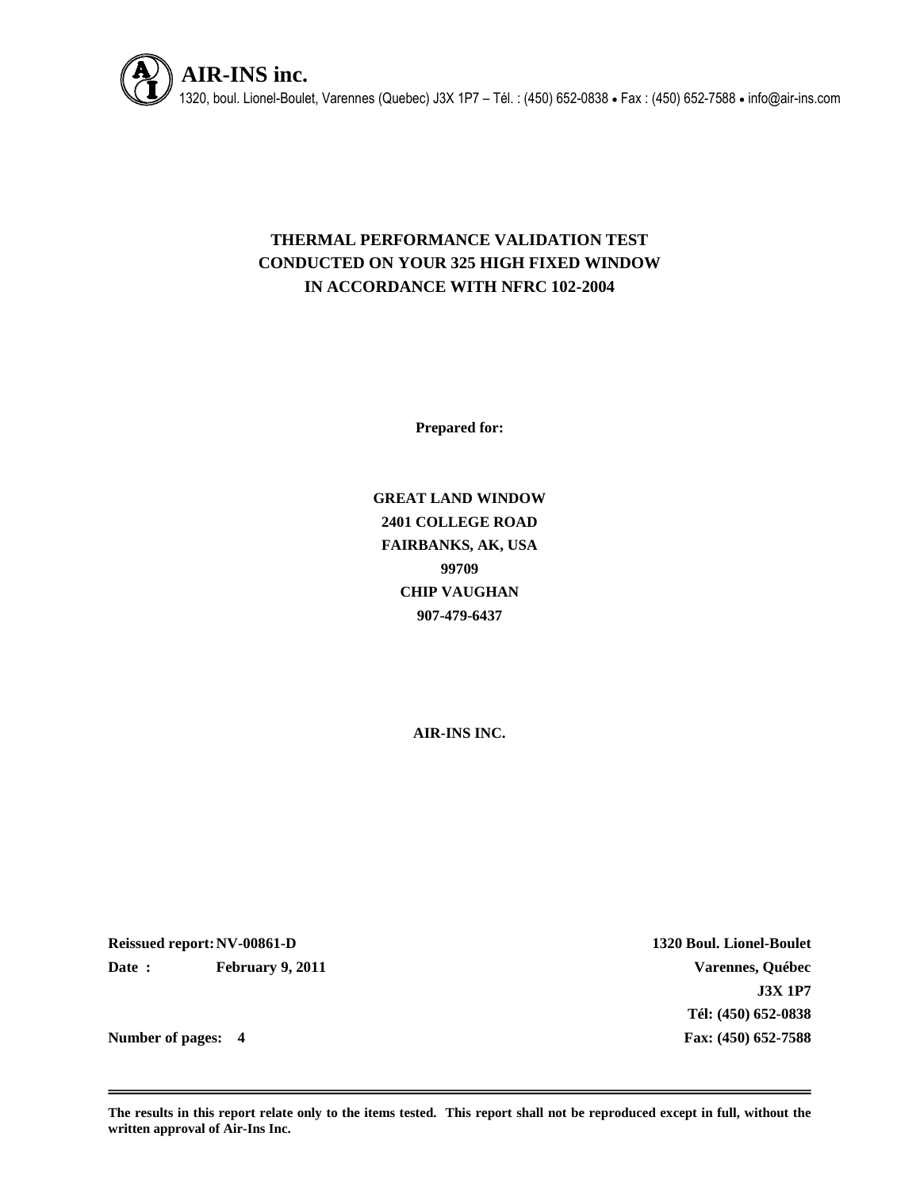**AIR-INS inc.**
1320, boul. Lionel-Boulet, Varennes (Quebec) J3X 1P7 – Tél. : (450) 652-0838 • Fax : (450) 652-7588 • info@air-ins.com

# THERMAL PERFORMANCE VALIDATION TEST CONDUCTED ON YOUR 325 HIGH FIXED WINDOW IN ACCORDANCE WITH NFRC 102-2004

**Prepared for:**

**GREAT LAND WINDOW**
**2401 COLLEGE ROAD**
**FAIRBANKS, AK, USA**
**99709**
**CHIP VAUGHAN**
**907-479-6437**

**AIR-INS INC.**

**Reissued report: NV-00861-D**
**Date : February 9, 2011**

**Number of pages: 4**

**1320 Boul. Lionel-Boulet**
**Varennes, Québec**
**J3X 1P7**
**Tél: (450) 652-0838**
**Fax: (450) 652-7588**

---

**The results in this report relate only to the items tested. This report shall not be reproduced except in full, without the written approval of Air-Ins Inc.**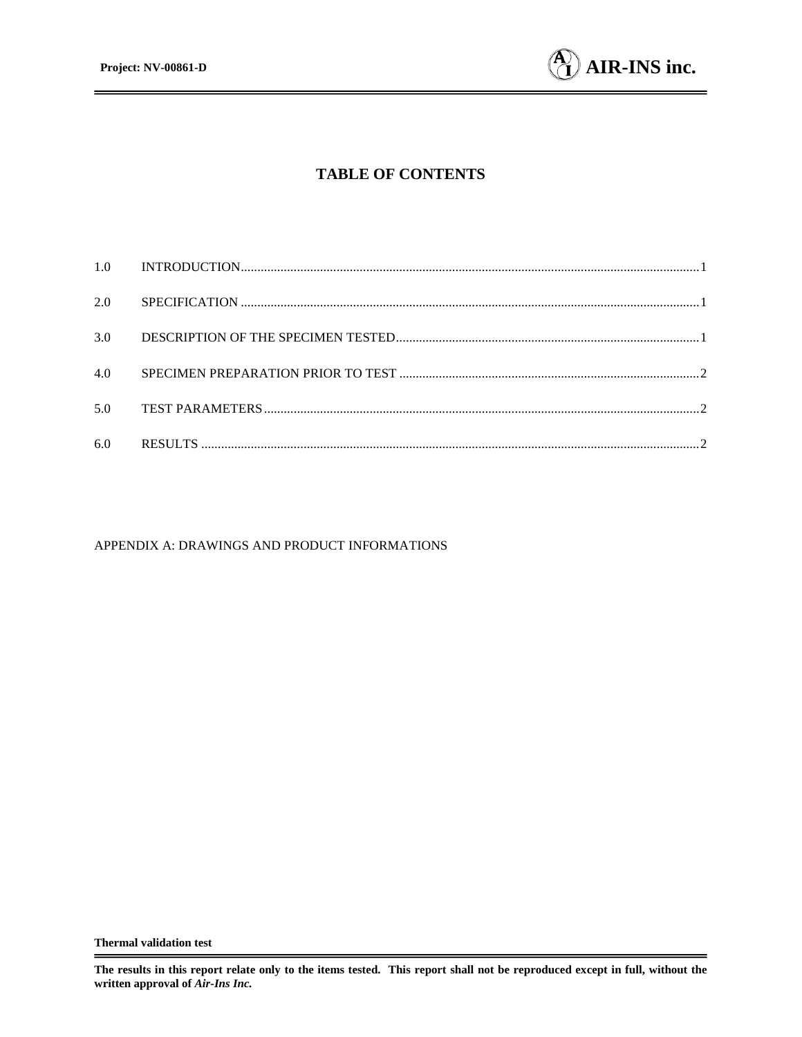# TABLE OF CONTENTS

| | | |
|---|---|---|
| 1.0 | INTRODUCTION | 1 |
| 2.0 | SPECIFICATION | 1 |
| 3.0 | DESCRIPTION OF THE SPECIMEN TESTED | 1 |
| 4.0 | SPECIMEN PREPARATION PRIOR TO TEST | 2 |
| 5.0 | TEST PARAMETERS | 2 |
| 6.0 | RESULTS | 2 |

APPENDIX A: DRAWINGS AND PRODUCT INFORMATIONS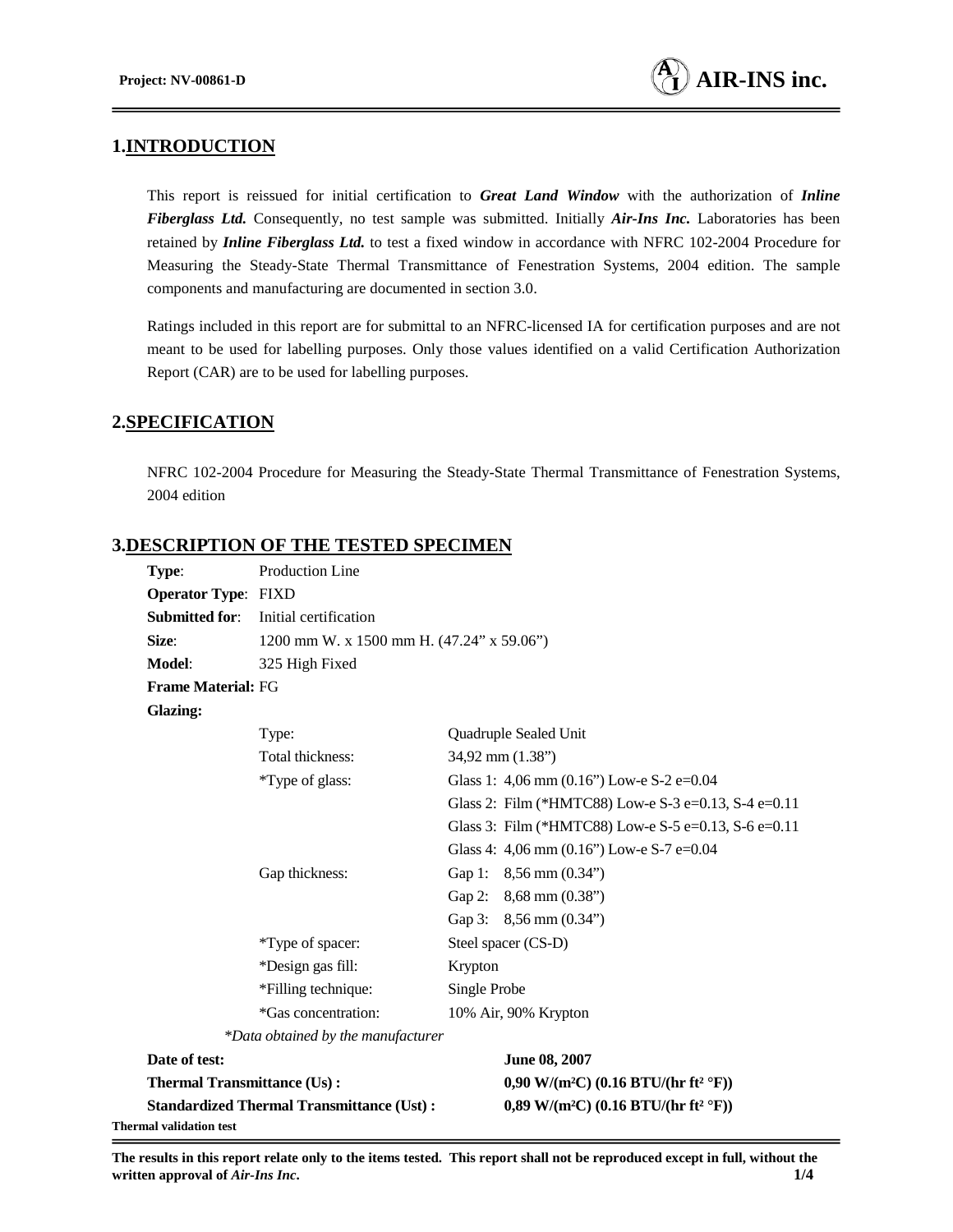## 1. INTRODUCTION

This report is reissued for initial certification to ***Great Land Window*** with the authorization of ***Inline Fiberglass Ltd.*** Consequently, no test sample was submitted. Initially ***Air-Ins Inc.*** Laboratories has been retained by ***Inline Fiberglass Ltd.*** to test a fixed window in accordance with NFRC 102-2004 Procedure for Measuring the Steady-State Thermal Transmittance of Fenestration Systems, 2004 edition. The sample components and manufacturing are documented in section 3.0.

Ratings included in this report are for submittal to an NFRC-licensed IA for certification purposes and are not meant to be used for labelling purposes. Only those values identified on a valid Certification Authorization Report (CAR) are to be used for labelling purposes.

## 2. SPECIFICATION

NFRC 102-2004 Procedure for Measuring the Steady-State Thermal Transmittance of Fenestration Systems, 2004 edition

## 3. DESCRIPTION OF THE TESTED SPECIMEN

**Type**: Production Line

**Operator Type**: FIXD

**Submitted for**: Initial certification

**Size**: 1200 mm W. x 1500 mm H. (47.24" x 59.06")

**Model**: 325 High Fixed

**Frame Material:** FG

**Glazing:**

| | |
|---|---|
| Type: | Quadruple Sealed Unit |
| Total thickness: | 34,92 mm (1.38") |
| *Type of glass: | Glass 1: 4,06 mm (0.16") Low-e S-2 e=0.04 |
| | Glass 2: Film (*HMTC88) Low-e S-3 e=0.13, S-4 e=0.11 |
| | Glass 3: Film (*HMTC88) Low-e S-5 e=0.13, S-6 e=0.11 |
| | Glass 4: 4,06 mm (0.16") Low-e S-7 e=0.04 |
| Gap thickness: | Gap 1: 8,56 mm (0.34") |
| | Gap 2: 8,68 mm (0.38") |
| | Gap 3: 8,56 mm (0.34") |
| *Type of spacer: | Steel spacer (CS-D) |
| *Design gas fill: | Krypton |
| *Filling technique: | Single Probe |
| *Gas concentration: | 10% Air, 90% Krypton |

*\*Data obtained by the manufacturer*

| | |
|---|---|
| **Date of test:** | **June 08, 2007** |
| **Thermal Transmittance (Us) :** | **0,90 W/(m²C) (0.16 BTU/(hr ft² °F))** |
| **Standardized Thermal Transmittance (Ust) :** | **0,89 W/(m²C) (0.16 BTU/(hr ft² °F))** |

**Thermal validation test**

**The results in this report relate only to the items tested. This report shall not be reproduced except in full, without the written approval of *Air-Ins Inc*.**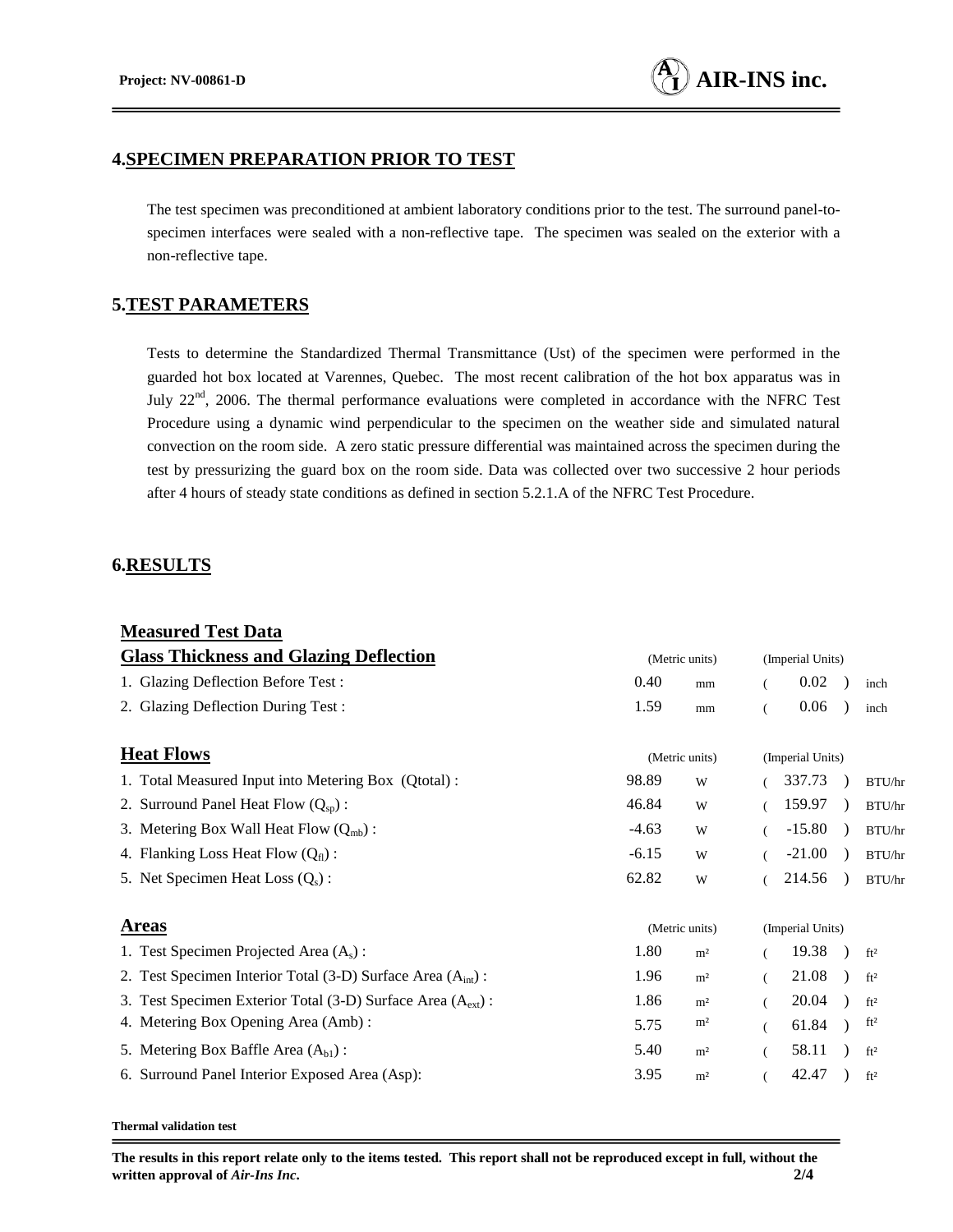## 4. SPECIMEN PREPARATION PRIOR TO TEST

The test specimen was preconditioned at ambient laboratory conditions prior to the test. The surround panel-to-specimen interfaces were sealed with a non-reflective tape. The specimen was sealed on the exterior with a non-reflective tape.

## 5. TEST PARAMETERS

Tests to determine the Standardized Thermal Transmittance (Ust) of the specimen were performed in the guarded hot box located at Varennes, Quebec. The most recent calibration of the hot box apparatus was in July 22nd, 2006. The thermal performance evaluations were completed in accordance with the NFRC Test Procedure using a dynamic wind perpendicular to the specimen on the weather side and simulated natural convection on the room side. A zero static pressure differential was maintained across the specimen during the test by pressurizing the guard box on the room side. Data was collected over two successive 2 hour periods after 4 hours of steady state conditions as defined in section 5.2.1.A of the NFRC Test Procedure.

## 6. RESULTS

### Measured Test Data

**Glass Thickness and Glazing Deflection**

| | (Metric units) | | (Imperial Units) | |
|---|---|---|---|---|
| 1. Glazing Deflection Before Test : | 0.40 | mm | ( 0.02 ) | inch |
| 2. Glazing Deflection During Test : | 1.59 | mm | ( 0.06 ) | inch |

**Heat Flows**

| | (Metric units) | | (Imperial Units) | |
|---|---|---|---|---|
| 1. Total Measured Input into Metering Box (Qtotal) : | 98.89 | W | ( 337.73 ) | BTU/hr |
| 2. Surround Panel Heat Flow ($Q_{sp}$) : | 46.84 | W | ( 159.97 ) | BTU/hr |
| 3. Metering Box Wall Heat Flow ($Q_{mb}$) : | -4.63 | W | ( -15.80 ) | BTU/hr |
| 4. Flanking Loss Heat Flow ($Q_{fl}$) : | -6.15 | W | ( -21.00 ) | BTU/hr |
| 5. Net Specimen Heat Loss ($Q_s$) : | 62.82 | W | ( 214.56 ) | BTU/hr |

**Areas**

| | (Metric units) | | (Imperial Units) | |
|---|---|---|---|---|
| 1. Test Specimen Projected Area ($A_s$) : | 1.80 | m² | ( 19.38 ) | ft² |
| 2. Test Specimen Interior Total (3-D) Surface Area ($A_{int}$) : | 1.96 | m² | ( 21.08 ) | ft² |
| 3. Test Specimen Exterior Total (3-D) Surface Area ($A_{ext}$) : | 1.86 | m² | ( 20.04 ) | ft² |
| 4. Metering Box Opening Area (Amb) : | 5.75 | m² | ( 61.84 ) | ft² |
| 5. Metering Box Baffle Area ($A_{b1}$) : | 5.40 | m² | ( 58.11 ) | ft² |
| 6. Surround Panel Interior Exposed Area (Asp): | 3.95 | m² | ( 42.47 ) | ft² |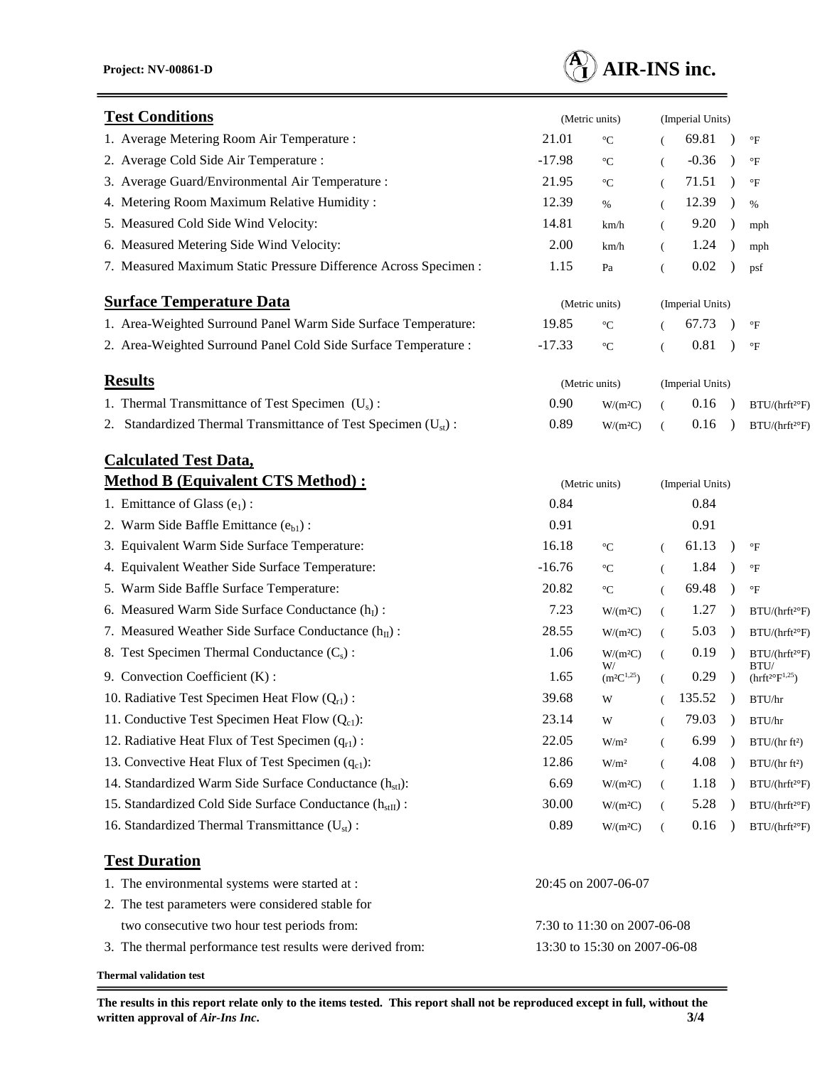## Test Conditions

| | (Metric units) | | (Imperial Units) | |
|---|---|---|---|---|
| 1. Average Metering Room Air Temperature : | 21.01 | °C | ( 69.81 ) | °F |
| 2. Average Cold Side Air Temperature : | -17.98 | °C | ( -0.36 ) | °F |
| 3. Average Guard/Environmental Air Temperature : | 21.95 | °C | ( 71.51 ) | °F |
| 4. Metering Room Maximum Relative Humidity : | 12.39 | % | ( 12.39 ) | % |
| 5. Measured Cold Side Wind Velocity: | 14.81 | km/h | ( 9.20 ) | mph |
| 6. Measured Metering Side Wind Velocity: | 2.00 | km/h | ( 1.24 ) | mph |
| 7. Measured Maximum Static Pressure Difference Across Specimen : | 1.15 | Pa | ( 0.02 ) | psf |

## Surface Temperature Data

| | (Metric units) | | (Imperial Units) | |
|---|---|---|---|---|
| 1. Area-Weighted Surround Panel Warm Side Surface Temperature: | 19.85 | °C | ( 67.73 ) | °F |
| 2. Area-Weighted Surround Panel Cold Side Surface Temperature : | -17.33 | °C | ( 0.81 ) | °F |

## Results

| | (Metric units) | | (Imperial Units) | |
|---|---|---|---|---|
| 1. Thermal Transmittance of Test Specimen ($U_s$) : | 0.90 | W/(m²C) | ( 0.16 ) | BTU/(hrft²°F) |
| 2. Standardized Thermal Transmittance of Test Specimen ($U_{st}$) : | 0.89 | W/(m²C) | ( 0.16 ) | BTU/(hrft²°F) |

## Calculated Test Data, Method B (Equivalent CTS Method) :

| | (Metric units) | | (Imperial Units) | |
|---|---|---|---|---|
| 1. Emittance of Glass ($e_1$) : | 0.84 | | 0.84 | |
| 2. Warm Side Baffle Emittance ($e_{b1}$) : | 0.91 | | 0.91 | |
| 3. Equivalent Warm Side Surface Temperature: | 16.18 | °C | ( 61.13 ) | °F |
| 4. Equivalent Weather Side Surface Temperature: | -16.76 | °C | ( 1.84 ) | °F |
| 5. Warm Side Baffle Surface Temperature: | 20.82 | °C | ( 69.48 ) | °F |
| 6. Measured Warm Side Surface Conductance ($h_I$) : | 7.23 | W/(m²C) | ( 1.27 ) | BTU/(hrft²°F) |
| 7. Measured Weather Side Surface Conductance ($h_{II}$) : | 28.55 | W/(m²C) | ( 5.03 ) | BTU/(hrft²°F) |
| 8. Test Specimen Thermal Conductance ($C_s$) : | 1.06 | W/(m²C) | ( 0.19 ) | BTU/(hrft²°F) |
| 9. Convection Coefficient (K) : | 1.65 | W/($m^2C^{1.25}$) | ( 0.29 ) | BTU/($hrft^2°F^{1.25}$) |
| 10. Radiative Test Specimen Heat Flow ($Q_{r1}$) : | 39.68 | W | ( 135.52 ) | BTU/hr |
| 11. Conductive Test Specimen Heat Flow ($Q_{c1}$): | 23.14 | W | ( 79.03 ) | BTU/hr |
| 12. Radiative Heat Flux of Test Specimen ($q_{r1}$) : | 22.05 | W/m² | ( 6.99 ) | BTU/(hr ft²) |
| 13. Convective Heat Flux of Test Specimen ($q_{c1}$): | 12.86 | W/m² | ( 4.08 ) | BTU/(hr ft²) |
| 14. Standardized Warm Side Surface Conductance ($h_{stI}$): | 6.69 | W/(m²C) | ( 1.18 ) | BTU/(hrft²°F) |
| 15. Standardized Cold Side Surface Conductance ($h_{stII}$) : | 30.00 | W/(m²C) | ( 5.28 ) | BTU/(hrft²°F) |
| 16. Standardized Thermal Transmittance ($U_{st}$) : | 0.89 | W/(m²C) | ( 0.16 ) | BTU/(hrft²°F) |

## Test Duration

1. The environmental systems were started at : 20:45 on 2007-06-07
2. The test parameters were considered stable for two consecutive two hour test periods from: 7:30 to 11:30 on 2007-06-08
3. The thermal performance test results were derived from: 13:30 to 15:30 on 2007-06-08

**Thermal validation test**

**The results in this report relate only to the items tested. This report shall not be reproduced except in full, without the written approval of *Air-Ins Inc*.**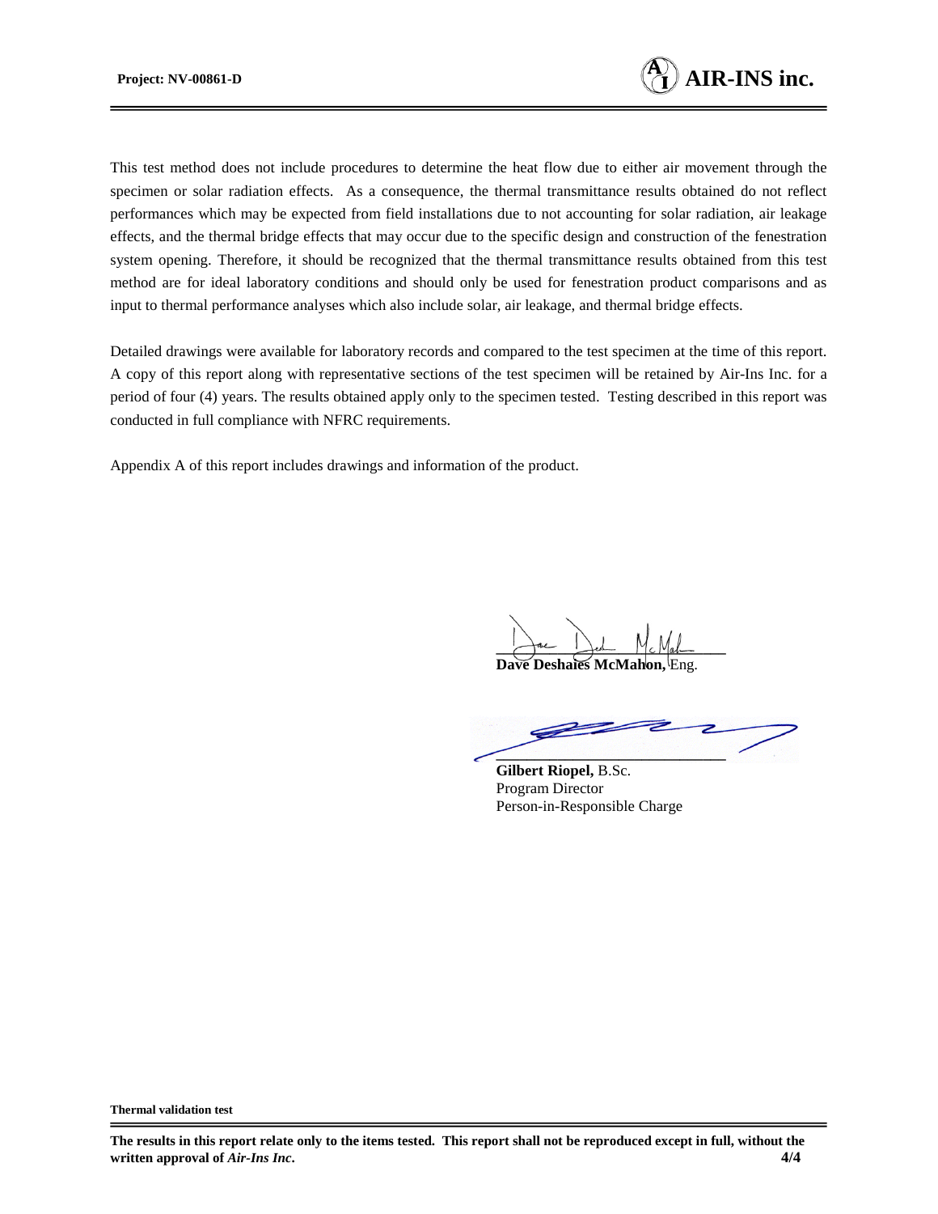This test method does not include procedures to determine the heat flow due to either air movement through the specimen or solar radiation effects. As a consequence, the thermal transmittance results obtained do not reflect performances which may be expected from field installations due to not accounting for solar radiation, air leakage effects, and the thermal bridge effects that may occur due to the specific design and construction of the fenestration system opening. Therefore, it should be recognized that the thermal transmittance results obtained from this test method are for ideal laboratory conditions and should only be used for fenestration product comparisons and as input to thermal performance analyses which also include solar, air leakage, and thermal bridge effects.

Detailed drawings were available for laboratory records and compared to the test specimen at the time of this report. A copy of this report along with representative sections of the test specimen will be retained by Air-Ins Inc. for a period of four (4) years. The results obtained apply only to the specimen tested. Testing described in this report was conducted in full compliance with NFRC requirements.

Appendix A of this report includes drawings and information of the product.

**Dave Deshaies McMahon,** Eng.

**Gilbert Riopel,** B.Sc.
Program Director
Person-in-Responsible Charge

**Thermal validation test**

**The results in this report relate only to the items tested. This report shall not be reproduced except in full, without the written approval of *Air-Ins Inc*.**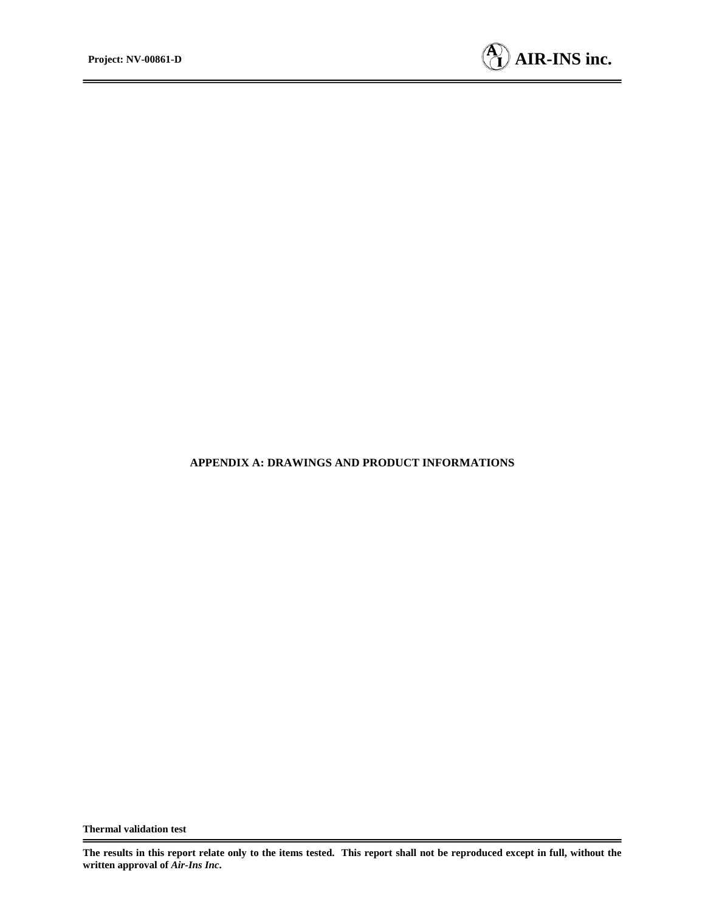**APPENDIX A: DRAWINGS AND PRODUCT INFORMATIONS**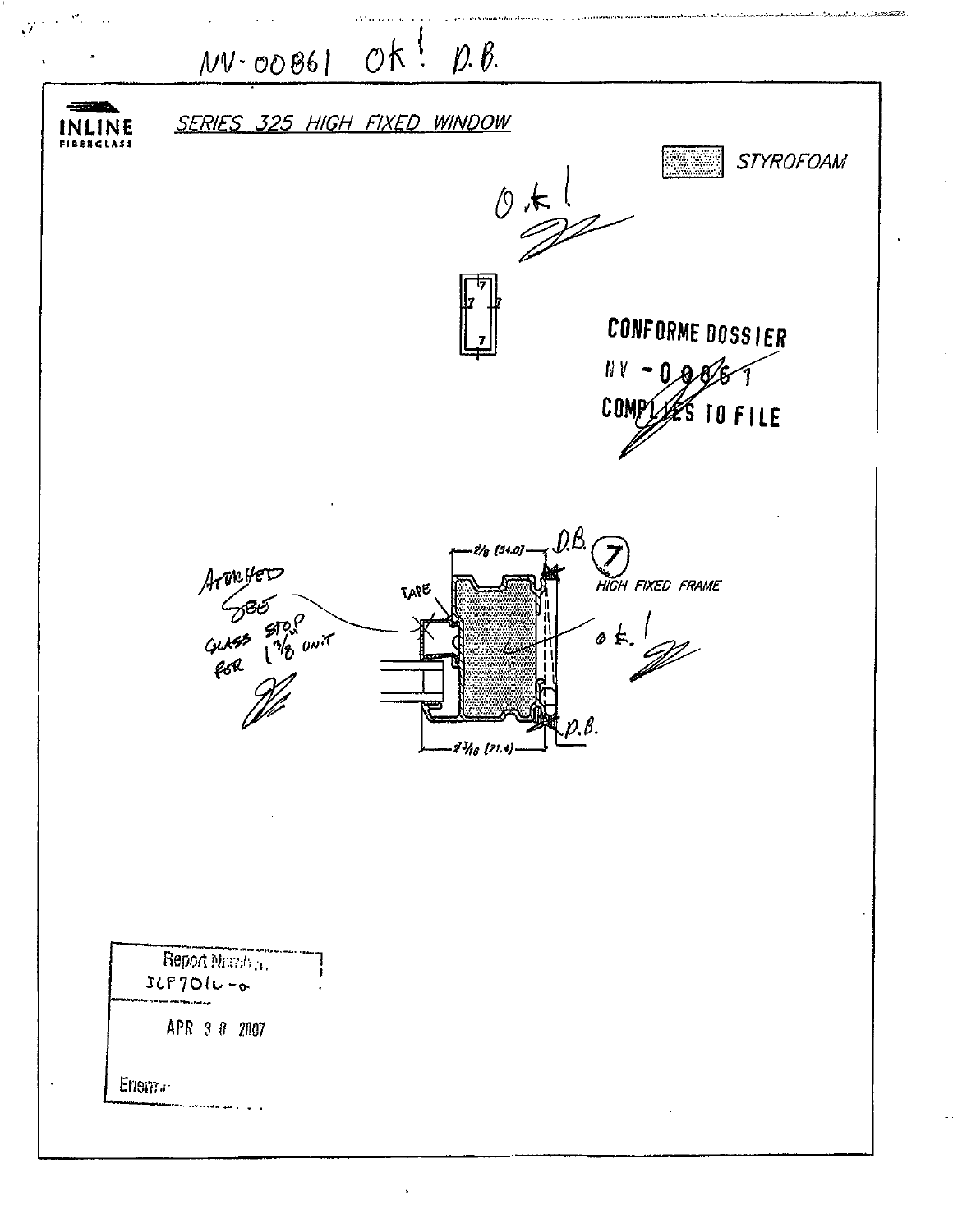NV-00861 OK! D.B.

**INLINE** FIBERGLASS

SERIES 325 HIGH FIXED WINDOW

STYROFOAM

O.k!

CONFORME DOSSIER

NV - 00861

COMPLIES TO FILE

2/8 [54.0]

D.B.

7

HIGH FIXED FRAME

TAPE

ATTACHED SEE GLASS STOP FOR 1 3/8 UNIT

o.k.!

D.B.

2 13/16 [71.4]

Report Number
3CP7016-0

APR 30 2007

Enerm...